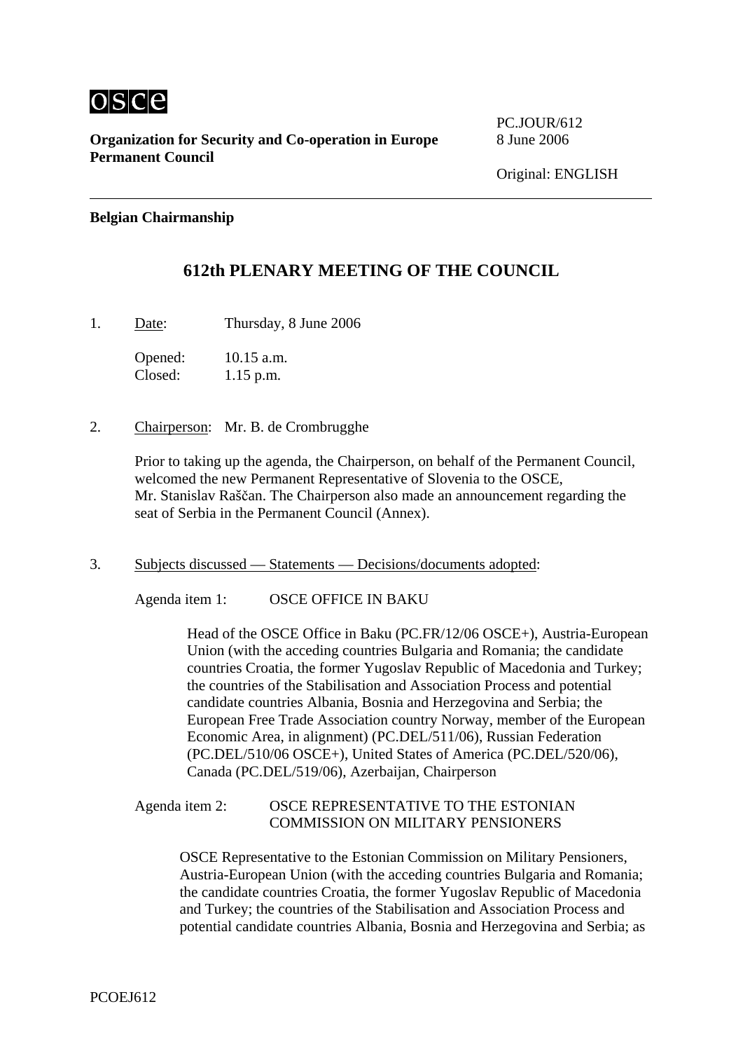OSCE

**Organization for Security and Co-operation in Europe**
**Permanent Council**

PC.JOUR/612
8 June 2006

Original: ENGLISH

---

**Belgian Chairmanship**

## 612th PLENARY MEETING OF THE COUNCIL

1. Date: Thursday, 8 June 2006

   Opened: 10.15 a.m.
   Closed: 1.15 p.m.

2. Chairperson: Mr. B. de Crombrugghe

   Prior to taking up the agenda, the Chairperson, on behalf of the Permanent Council, welcomed the new Permanent Representative of Slovenia to the OSCE, Mr. Stanislav Raščan. The Chairperson also made an announcement regarding the seat of Serbia in the Permanent Council (Annex).

3. Subjects discussed — Statements — Decisions/documents adopted:

   Agenda item 1: OSCE OFFICE IN BAKU

   Head of the OSCE Office in Baku (PC.FR/12/06 OSCE+), Austria-European Union (with the acceding countries Bulgaria and Romania; the candidate countries Croatia, the former Yugoslav Republic of Macedonia and Turkey; the countries of the Stabilisation and Association Process and potential candidate countries Albania, Bosnia and Herzegovina and Serbia; the European Free Trade Association country Norway, member of the European Economic Area, in alignment) (PC.DEL/511/06), Russian Federation (PC.DEL/510/06 OSCE+), United States of America (PC.DEL/520/06), Canada (PC.DEL/519/06), Azerbaijan, Chairperson

   Agenda item 2: OSCE REPRESENTATIVE TO THE ESTONIAN COMMISSION ON MILITARY PENSIONERS

   OSCE Representative to the Estonian Commission on Military Pensioners, Austria-European Union (with the acceding countries Bulgaria and Romania; the candidate countries Croatia, the former Yugoslav Republic of Macedonia and Turkey; the countries of the Stabilisation and Association Process and potential candidate countries Albania, Bosnia and Herzegovina and Serbia; as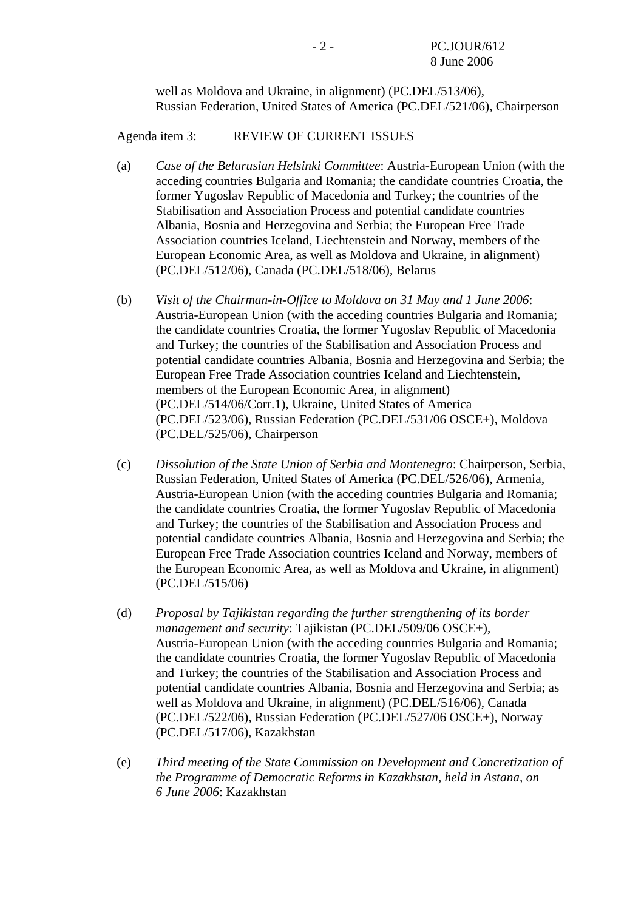well as Moldova and Ukraine, in alignment) (PC.DEL/513/06), Russian Federation, United States of America (PC.DEL/521/06), Chairperson

Agenda item 3: REVIEW OF CURRENT ISSUES

(a) *Case of the Belarusian Helsinki Committee*: Austria-European Union (with the acceding countries Bulgaria and Romania; the candidate countries Croatia, the former Yugoslav Republic of Macedonia and Turkey; the countries of the Stabilisation and Association Process and potential candidate countries Albania, Bosnia and Herzegovina and Serbia; the European Free Trade Association countries Iceland, Liechtenstein and Norway, members of the European Economic Area, as well as Moldova and Ukraine, in alignment) (PC.DEL/512/06), Canada (PC.DEL/518/06), Belarus

(b) *Visit of the Chairman-in-Office to Moldova on 31 May and 1 June 2006*: Austria-European Union (with the acceding countries Bulgaria and Romania; the candidate countries Croatia, the former Yugoslav Republic of Macedonia and Turkey; the countries of the Stabilisation and Association Process and potential candidate countries Albania, Bosnia and Herzegovina and Serbia; the European Free Trade Association countries Iceland and Liechtenstein, members of the European Economic Area, in alignment) (PC.DEL/514/06/Corr.1), Ukraine, United States of America (PC.DEL/523/06), Russian Federation (PC.DEL/531/06 OSCE+), Moldova (PC.DEL/525/06), Chairperson

(c) *Dissolution of the State Union of Serbia and Montenegro*: Chairperson, Serbia, Russian Federation, United States of America (PC.DEL/526/06), Armenia, Austria-European Union (with the acceding countries Bulgaria and Romania; the candidate countries Croatia, the former Yugoslav Republic of Macedonia and Turkey; the countries of the Stabilisation and Association Process and potential candidate countries Albania, Bosnia and Herzegovina and Serbia; the European Free Trade Association countries Iceland and Norway, members of the European Economic Area, as well as Moldova and Ukraine, in alignment) (PC.DEL/515/06)

(d) *Proposal by Tajikistan regarding the further strengthening of its border management and security*: Tajikistan (PC.DEL/509/06 OSCE+), Austria-European Union (with the acceding countries Bulgaria and Romania; the candidate countries Croatia, the former Yugoslav Republic of Macedonia and Turkey; the countries of the Stabilisation and Association Process and potential candidate countries Albania, Bosnia and Herzegovina and Serbia; as well as Moldova and Ukraine, in alignment) (PC.DEL/516/06), Canada (PC.DEL/522/06), Russian Federation (PC.DEL/527/06 OSCE+), Norway (PC.DEL/517/06), Kazakhstan

(e) *Third meeting of the State Commission on Development and Concretization of the Programme of Democratic Reforms in Kazakhstan, held in Astana, on 6 June 2006*: Kazakhstan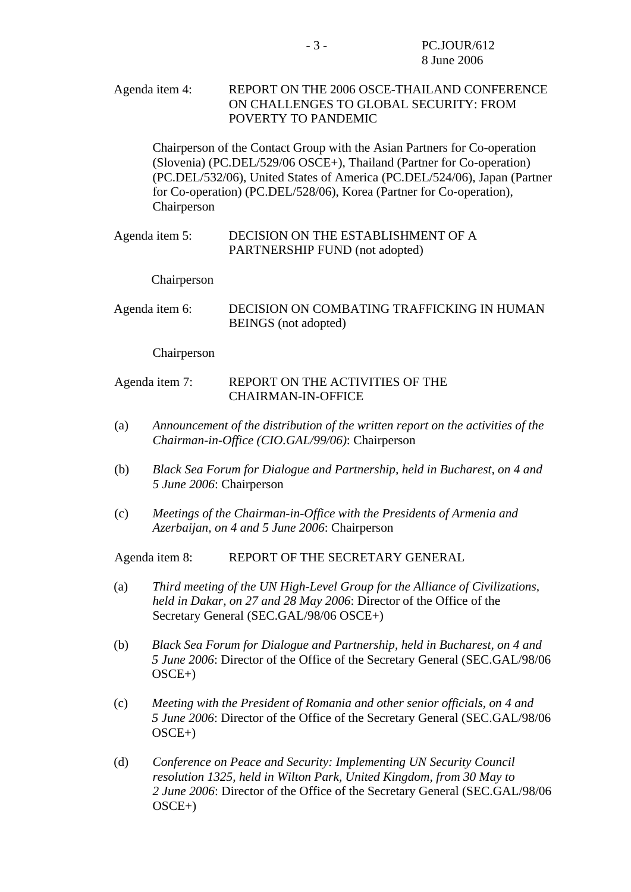Agenda item 4: REPORT ON THE 2006 OSCE-THAILAND CONFERENCE ON CHALLENGES TO GLOBAL SECURITY: FROM POVERTY TO PANDEMIC

Chairperson of the Contact Group with the Asian Partners for Co-operation (Slovenia) (PC.DEL/529/06 OSCE+), Thailand (Partner for Co-operation) (PC.DEL/532/06), United States of America (PC.DEL/524/06), Japan (Partner for Co-operation) (PC.DEL/528/06), Korea (Partner for Co-operation), Chairperson

Agenda item 5: DECISION ON THE ESTABLISHMENT OF A PARTNERSHIP FUND (not adopted)

Chairperson

Agenda item 6: DECISION ON COMBATING TRAFFICKING IN HUMAN BEINGS (not adopted)

Chairperson

Agenda item 7: REPORT ON THE ACTIVITIES OF THE CHAIRMAN-IN-OFFICE

(a) *Announcement of the distribution of the written report on the activities of the Chairman-in-Office (CIO.GAL/99/06)*: Chairperson

(b) *Black Sea Forum for Dialogue and Partnership, held in Bucharest, on 4 and 5 June 2006*: Chairperson

(c) *Meetings of the Chairman-in-Office with the Presidents of Armenia and Azerbaijan, on 4 and 5 June 2006*: Chairperson

Agenda item 8: REPORT OF THE SECRETARY GENERAL

(a) *Third meeting of the UN High-Level Group for the Alliance of Civilizations, held in Dakar, on 27 and 28 May 2006*: Director of the Office of the Secretary General (SEC.GAL/98/06 OSCE+)

(b) *Black Sea Forum for Dialogue and Partnership, held in Bucharest, on 4 and 5 June 2006*: Director of the Office of the Secretary General (SEC.GAL/98/06 OSCE+)

(c) *Meeting with the President of Romania and other senior officials, on 4 and 5 June 2006*: Director of the Office of the Secretary General (SEC.GAL/98/06 OSCE+)

(d) *Conference on Peace and Security: Implementing UN Security Council resolution 1325, held in Wilton Park, United Kingdom, from 30 May to 2 June 2006*: Director of the Office of the Secretary General (SEC.GAL/98/06 OSCE+)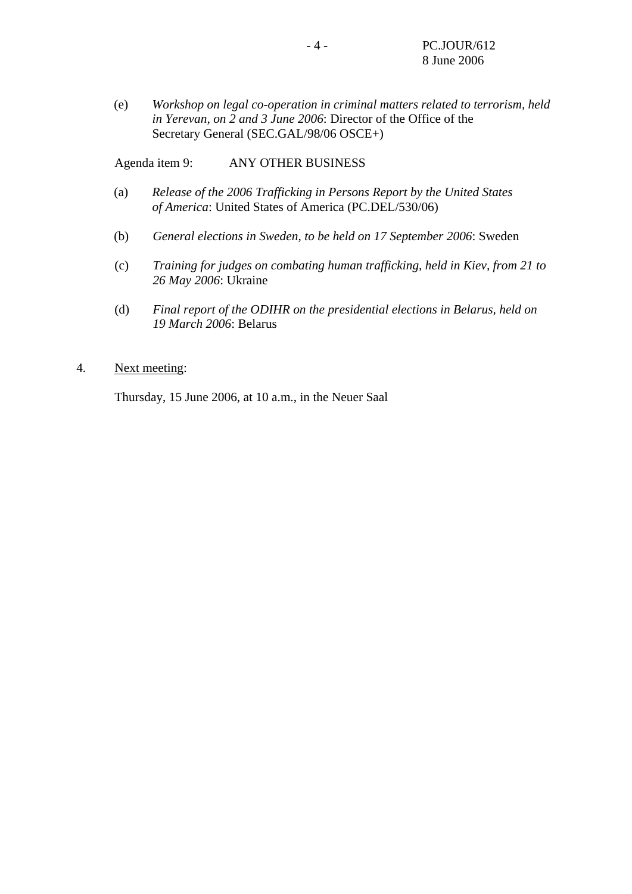(e) *Workshop on legal co-operation in criminal matters related to terrorism, held in Yerevan, on 2 and 3 June 2006*: Director of the Office of the Secretary General (SEC.GAL/98/06 OSCE+)

Agenda item 9: ANY OTHER BUSINESS

(a) *Release of the 2006 Trafficking in Persons Report by the United States of America*: United States of America (PC.DEL/530/06)

(b) *General elections in Sweden, to be held on 17 September 2006*: Sweden

(c) *Training for judges on combating human trafficking, held in Kiev, from 21 to 26 May 2006*: Ukraine

(d) *Final report of the ODIHR on the presidential elections in Belarus, held on 19 March 2006*: Belarus

4. Next meeting:

Thursday, 15 June 2006, at 10 a.m., in the Neuer Saal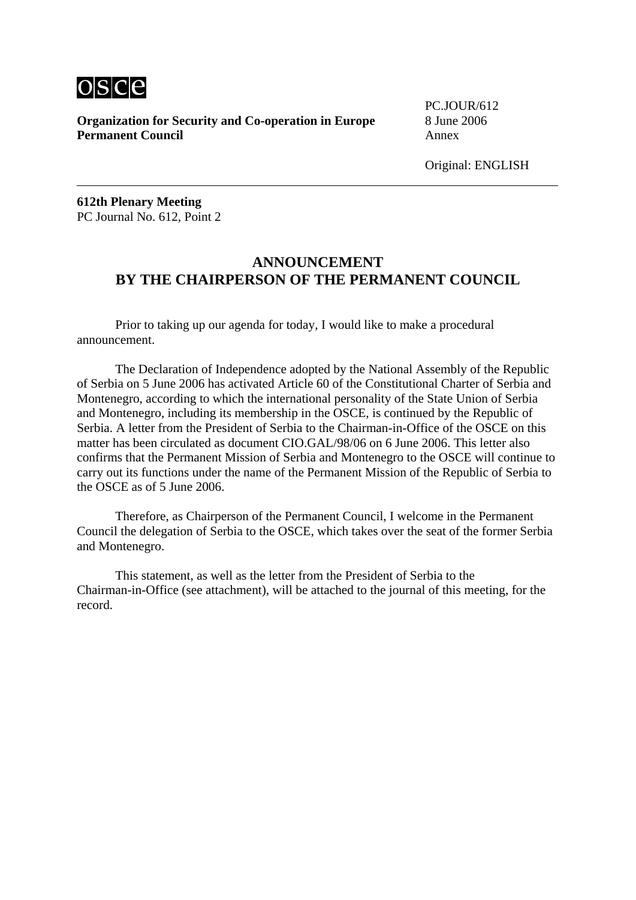**Organization for Security and Co-operation in Europe**
**Permanent Council**

PC.JOUR/612
8 June 2006
Annex

Original: ENGLISH

**612th Plenary Meeting**
PC Journal No. 612, Point 2

## ANNOUNCEMENT BY THE CHAIRPERSON OF THE PERMANENT COUNCIL

Prior to taking up our agenda for today, I would like to make a procedural announcement.

The Declaration of Independence adopted by the National Assembly of the Republic of Serbia on 5 June 2006 has activated Article 60 of the Constitutional Charter of Serbia and Montenegro, according to which the international personality of the State Union of Serbia and Montenegro, including its membership in the OSCE, is continued by the Republic of Serbia. A letter from the President of Serbia to the Chairman-in-Office of the OSCE on this matter has been circulated as document CIO.GAL/98/06 on 6 June 2006. This letter also confirms that the Permanent Mission of Serbia and Montenegro to the OSCE will continue to carry out its functions under the name of the Permanent Mission of the Republic of Serbia to the OSCE as of 5 June 2006.

Therefore, as Chairperson of the Permanent Council, I welcome in the Permanent Council the delegation of Serbia to the OSCE, which takes over the seat of the former Serbia and Montenegro.

This statement, as well as the letter from the President of Serbia to the Chairman-in-Office (see attachment), will be attached to the journal of this meeting, for the record.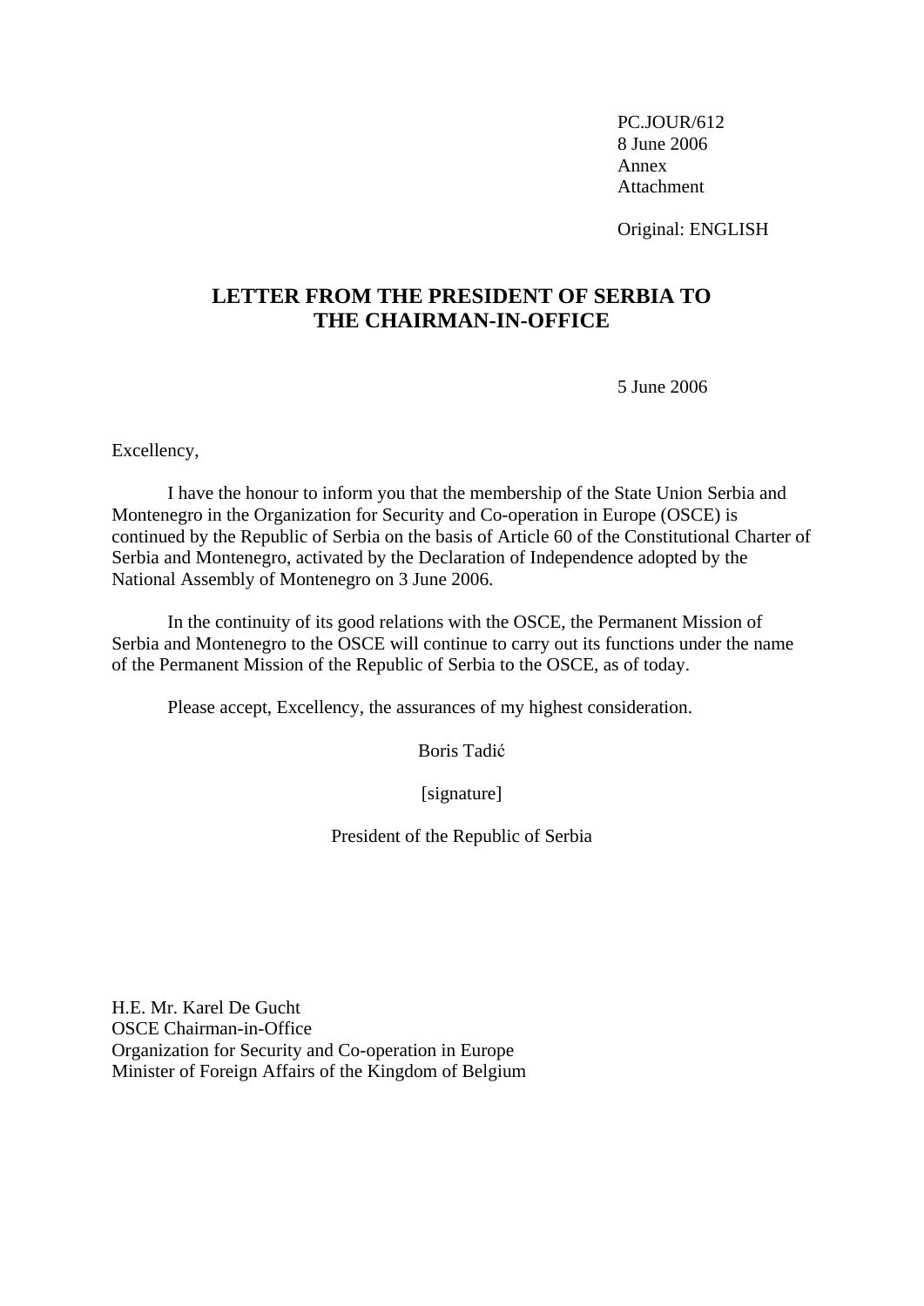PC.JOUR/612
8 June 2006
Annex
Attachment

Original: ENGLISH

## LETTER FROM THE PRESIDENT OF SERBIA TO THE CHAIRMAN-IN-OFFICE

5 June 2006

Excellency,

I have the honour to inform you that the membership of the State Union Serbia and Montenegro in the Organization for Security and Co-operation in Europe (OSCE) is continued by the Republic of Serbia on the basis of Article 60 of the Constitutional Charter of Serbia and Montenegro, activated by the Declaration of Independence adopted by the National Assembly of Montenegro on 3 June 2006.

In the continuity of its good relations with the OSCE, the Permanent Mission of Serbia and Montenegro to the OSCE will continue to carry out its functions under the name of the Permanent Mission of the Republic of Serbia to the OSCE, as of today.

Please accept, Excellency, the assurances of my highest consideration.

Boris Tadić

[signature]

President of the Republic of Serbia

H.E. Mr. Karel De Gucht
OSCE Chairman-in-Office
Organization for Security and Co-operation in Europe
Minister of Foreign Affairs of the Kingdom of Belgium